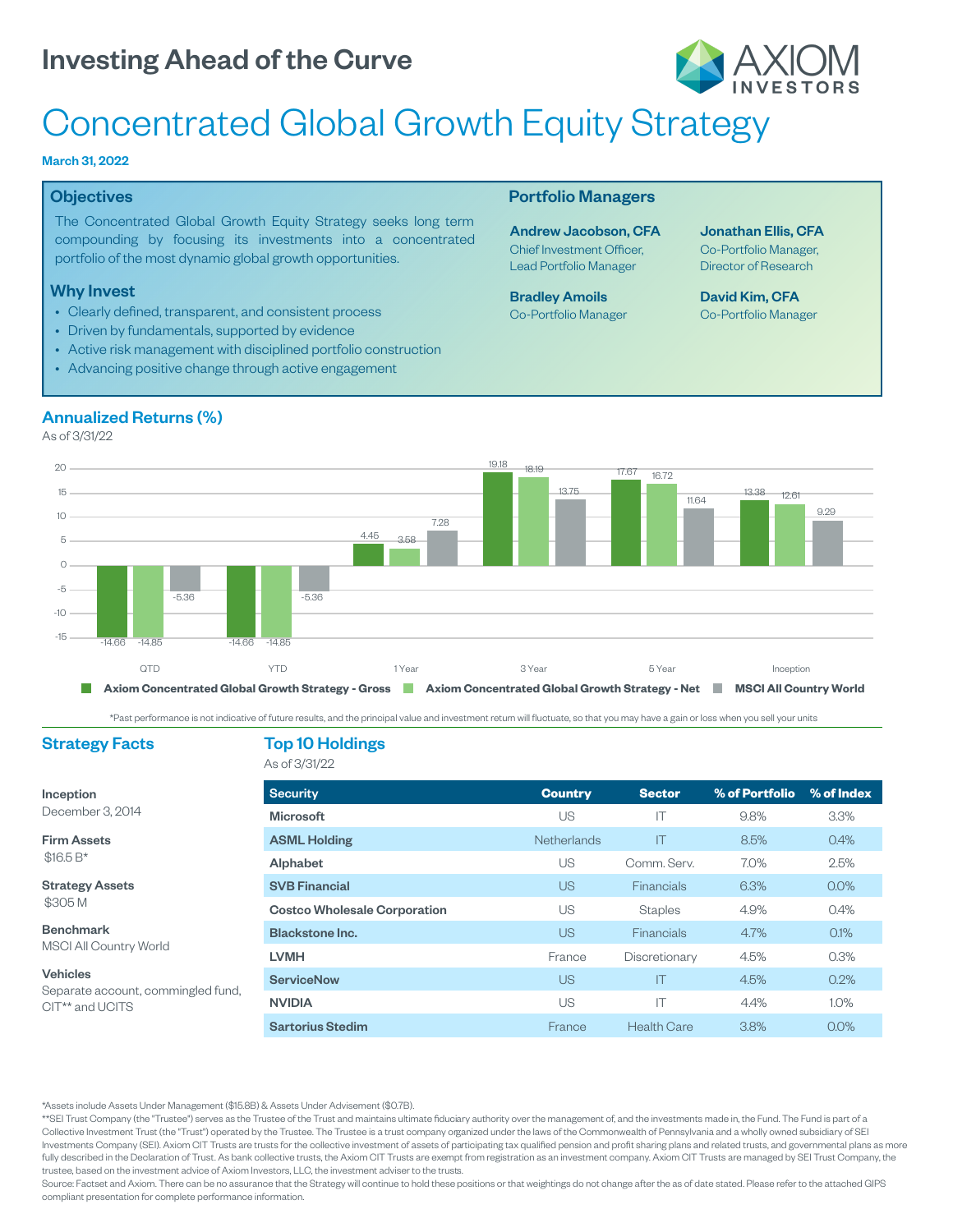# Investing Ahead of the Curve

AXIOM INVESTORS

# Concentrated Global Growth Equity Strategy

**March 31, 2022**

## Objectives

The Concentrated Global Growth Equity Strategy seeks long term compounding by focusing its investments into a concentrated portfolio of the most dynamic global growth opportunities.

## Why Invest

- Clearly defined, transparent, and consistent process
- Driven by fundamentals, supported by evidence
- Active risk management with disciplined portfolio construction
- Advancing positive change through active engagement

## Portfolio Managers

**Andrew Jacobson, CFA**
Chief Investment Officer, Lead Portfolio Manager

**Jonathan Ellis, CFA**
Co-Portfolio Manager, Director of Research

**Bradley Amoils**
Co-Portfolio Manager

**David Kim, CFA**
Co-Portfolio Manager

## Annualized Returns (%)

As of 3/31/22

| | QTD | YTD | 1 Year | 3 Year | 5 Year | Inception |
|---|---|---|---|---|---|---|
| Axiom Concentrated Global Growth Strategy - Gross | -14.66 | -14.66 | 4.45 | 19.18 | 17.67 | 13.38 |
| Axiom Concentrated Global Growth Strategy - Net | -14.85 | -14.85 | 3.58 | 18.19 | 16.72 | 12.61 |
| MSCI All Country World | -5.36 | -5.36 | 7.28 | 13.75 | 11.64 | 9.29 |

*Past performance is not indicative of future results, and the principal value and investment return will fluctuate, so that you may have a gain or loss when you sell your units

## Strategy Facts

**Inception**
December 3, 2014

**Firm Assets**
$16.5 B*

**Strategy Assets**
$305 M

**Benchmark**
MSCI All Country World

**Vehicles**
Separate account, commingled fund, CIT** and UCITS

## Top 10 Holdings

As of 3/31/22

| Security | Country | Sector | % of Portfolio | % of Index |
|---|---|---|---|---|
| Microsoft | US | IT | 9.8% | 3.3% |
| ASML Holding | Netherlands | IT | 8.5% | 0.4% |
| Alphabet | US | Comm. Serv. | 7.0% | 2.5% |
| SVB Financial | US | Financials | 6.3% | 0.0% |
| Costco Wholesale Corporation | US | Staples | 4.9% | 0.4% |
| Blackstone Inc. | US | Financials | 4.7% | 0.1% |
| LVMH | France | Discretionary | 4.5% | 0.3% |
| ServiceNow | US | IT | 4.5% | 0.2% |
| NVIDIA | US | IT | 4.4% | 1.0% |
| Sartorius Stedim | France | Health Care | 3.8% | 0.0% |

*Assets include Assets Under Management ($15.8B) & Assets Under Advisement ($0.7B).

**SEI Trust Company (the "Trustee") serves as the Trustee of the Trust and maintains ultimate fiduciary authority over the management of, and the investments made in, the Fund. The Fund is part of a Collective Investment Trust (the "Trust") operated by the Trustee. The Trustee is a trust company organized under the laws of the Commonwealth of Pennsylvania and a wholly owned subsidiary of SEI Investments Company (SEI). Axiom CIT Trusts are trusts for the collective investment of assets of participating tax qualified pension and profit sharing plans and related trusts, and governmental plans as more fully described in the Declaration of Trust. As bank collective trusts, the Axiom CIT Trusts are exempt from registration as an investment company. Axiom CIT Trusts are managed by SEI Trust Company, the trustee, based on the investment advice of Axiom Investors, LLC, the investment adviser to the trusts.

Source: Factset and Axiom. There can be no assurance that the Strategy will continue to hold these positions or that weightings do not change after the as of date stated. Please refer to the attached GIPS compliant presentation for complete performance information.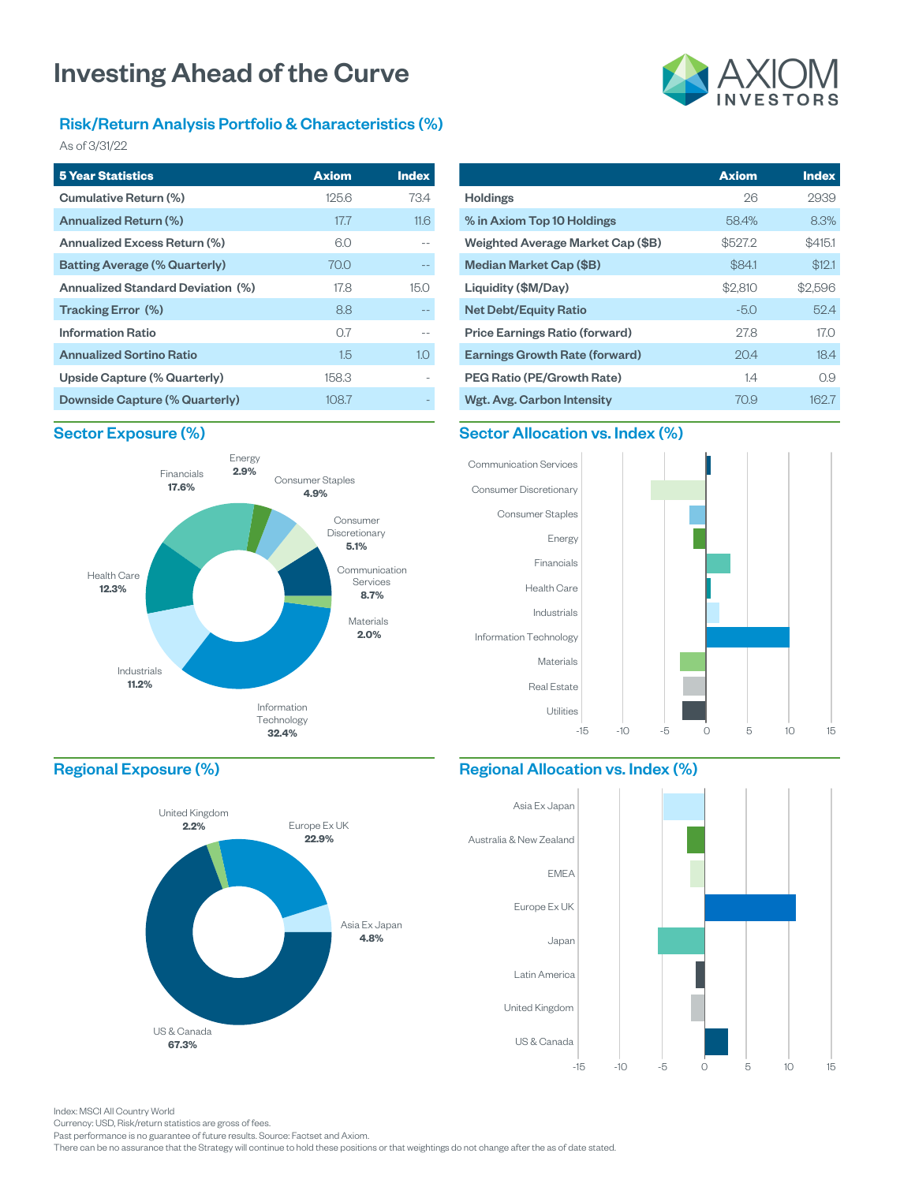# Investing Ahead of the Curve

AXIOM INVESTORS

## Risk/Return Analysis Portfolio & Characteristics (%)

As of 3/31/22

| 5 Year Statistics | Axiom | Index |
|---|---|---|
| Cumulative Return (%) | 125.6 | 73.4 |
| Annualized Return (%) | 17.7 | 11.6 |
| Annualized Excess Return (%) | 6.0 | -- |
| Batting Average (% Quarterly) | 70.0 | -- |
| Annualized Standard Deviation (%) | 17.8 | 15.0 |
| Tracking Error (%) | 8.8 | -- |
| Information Ratio | 0.7 | -- |
| Annualized Sortino Ratio | 1.5 | 1.0 |
| Upside Capture (% Quarterly) | 158.3 | - |
| Downside Capture (% Quarterly) | 108.7 | - |

| | Axiom | Index |
|---|---|---|
| Holdings | 26 | 2939 |
| % in Axiom Top 10 Holdings | 58.4% | 8.3% |
| Weighted Average Market Cap ($B) | $527.2 | $415.1 |
| Median Market Cap ($B) | $84.1 | $12.1 |
| Liquidity ($M/Day) | $2,810 | $2,596 |
| Net Debt/Equity Ratio | -5.0 | 52.4 |
| Price Earnings Ratio (forward) | 27.8 | 17.0 |
| Earnings Growth Rate (forward) | 20.4 | 18.4 |
| PEG Ratio (PE/Growth Rate) | 1.4 | 0.9 |
| Wgt. Avg. Carbon Intensity | 70.9 | 162.7 |

## Sector Exposure (%)

| Sector | % |
|---|---|
| Energy | 2.9% |
| Consumer Staples | 4.9% |
| Consumer Discretionary | 5.1% |
| Communication Services | 8.7% |
| Materials | 2.0% |
| Information Technology | 32.4% |
| Industrials | 11.2% |
| Health Care | 12.3% |
| Financials | 17.6% |

## Sector Allocation vs. Index (%)

Communication Services, Consumer Discretionary, Consumer Staples, Energy, Financials, Health Care, Industrials, Information Technology, Materials, Real Estate, Utilities

-15 -10 -5 0 5 10 15

## Regional Exposure (%)

| Region | % |
|---|---|
| United Kingdom | 2.2% |
| Europe Ex UK | 22.9% |
| Asia Ex Japan | 4.8% |
| US & Canada | 67.3% |

## Regional Allocation vs. Index (%)

Asia Ex Japan, Australia & New Zealand, EMEA, Europe Ex UK, Japan, Latin America, United Kingdom, US & Canada

-15 -10 -5 0 5 10 15

Index: MSCI All Country World
Currency: USD, Risk/return statistics are gross of fees.
Past performance is no guarantee of future results. Source: Factset and Axiom.
There can be no assurance that the Strategy will continue to hold these positions or that weightings do not change after the as of date stated.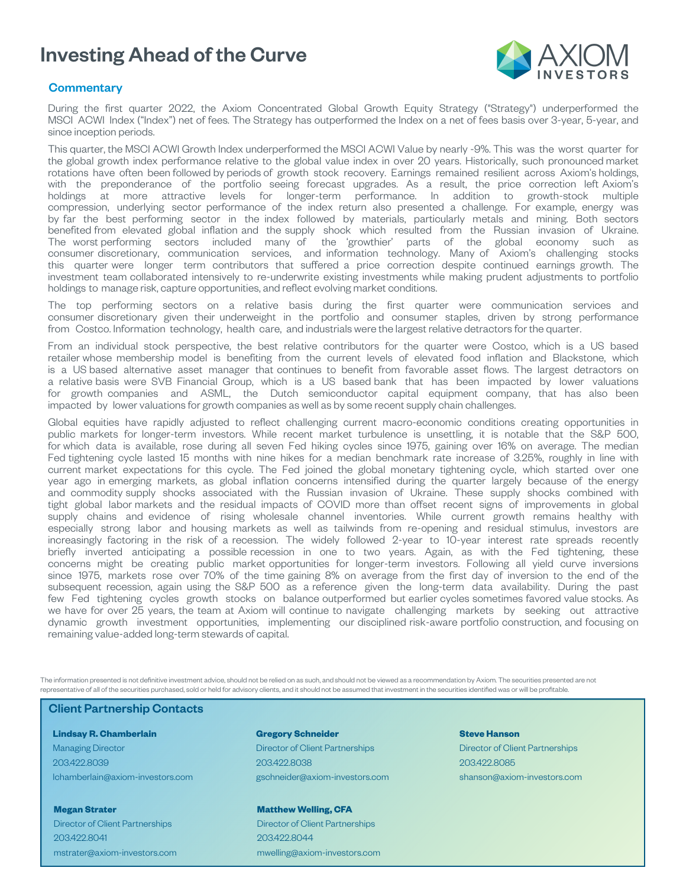# Investing Ahead of the Curve

## Commentary

During the first quarter 2022, the Axiom Concentrated Global Growth Equity Strategy ("Strategy") underperformed the MSCI ACWI Index ("Index") net of fees. The Strategy has outperformed the Index on a net of fees basis over 3-year, 5-year, and since inception periods.

This quarter, the MSCI ACWI Growth Index underperformed the MSCI ACWI Value by nearly -9%. This was the worst quarter for the global growth index performance relative to the global value index in over 20 years. Historically, such pronounced market rotations have often been followed by periods of growth stock recovery. Earnings remained resilient across Axiom's holdings, with the preponderance of the portfolio seeing forecast upgrades. As a result, the price correction left Axiom's holdings at more attractive levels for longer-term performance. In addition to growth-stock multiple compression, underlying sector performance of the index return also presented a challenge. For example, energy was by far the best performing sector in the index followed by materials, particularly metals and mining. Both sectors benefited from elevated global inflation and the supply shock which resulted from the Russian invasion of Ukraine. The worst performing sectors included many of the 'growthier' parts of the global economy such as consumer discretionary, communication services, and information technology. Many of Axiom's challenging stocks this quarter were longer term contributors that suffered a price correction despite continued earnings growth. The investment team collaborated intensively to re-underwrite existing investments while making prudent adjustments to portfolio holdings to manage risk, capture opportunities, and reflect evolving market conditions.

The top performing sectors on a relative basis during the first quarter were communication services and consumer discretionary given their underweight in the portfolio and consumer staples, driven by strong performance from Costco. Information technology, health care, and industrials were the largest relative detractors for the quarter.

From an individual stock perspective, the best relative contributors for the quarter were Costco, which is a US based retailer whose membership model is benefiting from the current levels of elevated food inflation and Blackstone, which is a US based alternative asset manager that continues to benefit from favorable asset flows. The largest detractors on a relative basis were SVB Financial Group, which is a US based bank that has been impacted by lower valuations for growth companies and ASML, the Dutch semiconductor capital equipment company, that has also been impacted by lower valuations for growth companies as well as by some recent supply chain challenges.

Global equities have rapidly adjusted to reflect challenging current macro-economic conditions creating opportunities in public markets for longer-term investors. While recent market turbulence is unsettling, it is notable that the S&P 500, for which data is available, rose during all seven Fed hiking cycles since 1975, gaining over 16% on average. The median Fed tightening cycle lasted 15 months with nine hikes for a median benchmark rate increase of 3.25%, roughly in line with current market expectations for this cycle. The Fed joined the global monetary tightening cycle, which started over one year ago in emerging markets, as global inflation concerns intensified during the quarter largely because of the energy and commodity supply shocks associated with the Russian invasion of Ukraine. These supply shocks combined with tight global labor markets and the residual impacts of COVID more than offset recent signs of improvements in global supply chains and evidence of rising wholesale channel inventories. While current growth remains healthy with especially strong labor and housing markets as well as tailwinds from re-opening and residual stimulus, investors are increasingly factoring in the risk of a recession. The widely followed 2-year to 10-year interest rate spreads recently briefly inverted anticipating a possible recession in one to two years. Again, as with the Fed tightening, these concerns might be creating public market opportunities for longer-term investors. Following all yield curve inversions since 1975, markets rose over 70% of the time gaining 8% on average from the first day of inversion to the end of the subsequent recession, again using the S&P 500 as a reference given the long-term data availability. During the past few Fed tightening cycles growth stocks on balance outperformed but earlier cycles sometimes favored value stocks. As we have for over 25 years, the team at Axiom will continue to navigate challenging markets by seeking out attractive dynamic growth investment opportunities, implementing our disciplined risk-aware portfolio construction, and focusing on remaining value-added long-term stewards of capital.

The information presented is not definitive investment advice, should not be relied on as such, and should not be viewed as a recommendation by Axiom. The securities presented are not representative of all of the securities purchased, sold or held for advisory clients, and it should not be assumed that investment in the securities identified was or will be profitable.

## Client Partnership Contacts

**Lindsay R. Chamberlain**
Managing Director
203.422.8039
lchamberlain@axiom-investors.com

**Gregory Schneider**
Director of Client Partnerships
203.422.8038
gschneider@axiom-investors.com

**Steve Hanson**
Director of Client Partnerships
203.422.8085
shanson@axiom-investors.com

**Megan Strater**
Director of Client Partnerships
203.422.8041
mstrater@axiom-investors.com

**Matthew Welling, CFA**
Director of Client Partnerships
203.422.8044
mwelling@axiom-investors.com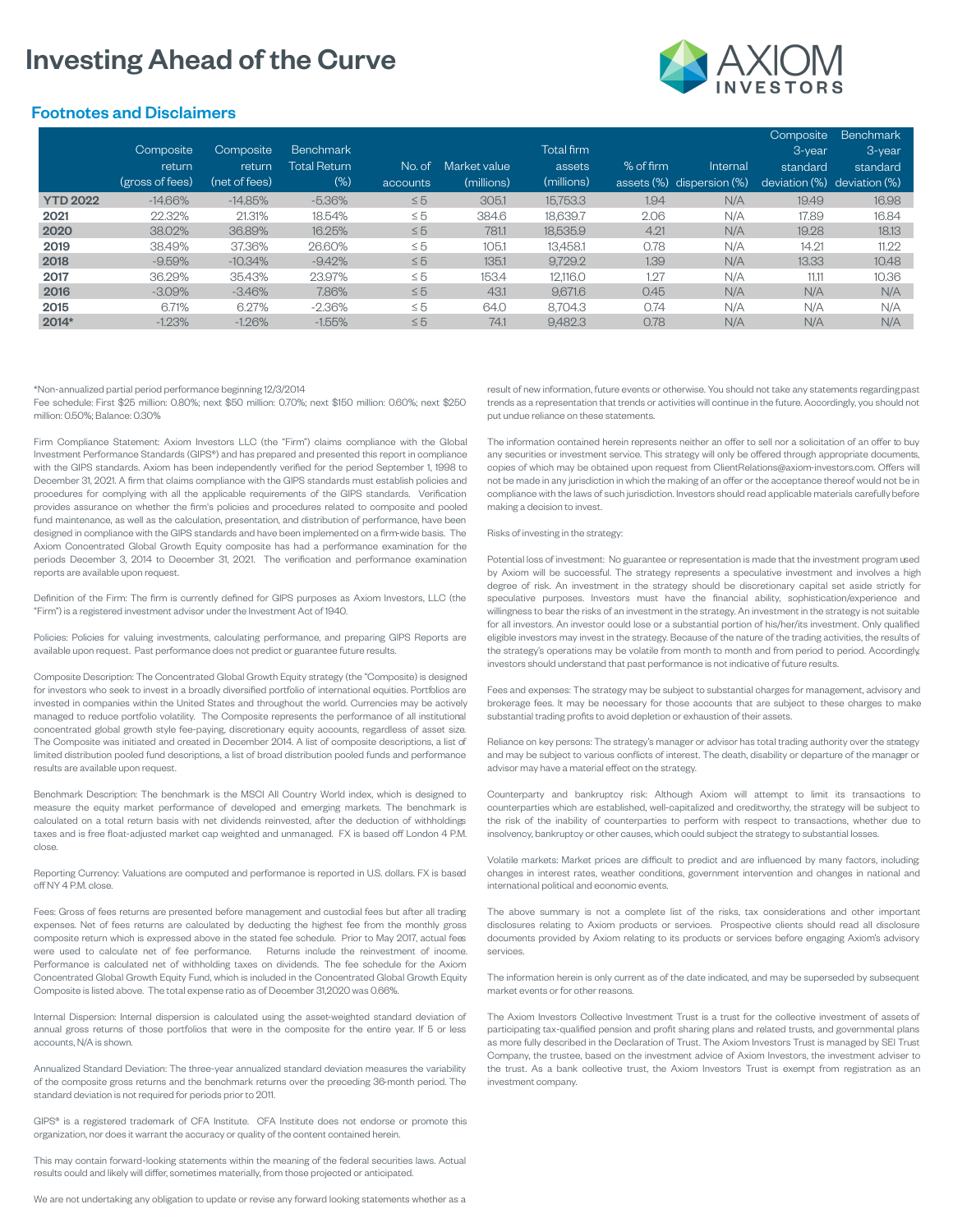# Investing Ahead of the Curve

AXIOM INVESTORS

## Footnotes and Disclaimers

| | Composite return (gross of fees) | Composite return (net of fees) | Benchmark Total Return (%) | No. of accounts | Market value (millions) | Total firm assets (millions) | % of firm assets (%) | Internal dispersion (%) | Composite 3-year standard deviation (%) | Benchmark 3-year standard deviation (%) |
|---|---|---|---|---|---|---|---|---|---|---|
| **YTD 2022** | -14.66% | -14.85% | -5.36% | ≤ 5 | 305.1 | 15,753.3 | 1.94 | N/A | 19.49 | 16.98 |
| **2021** | 22.32% | 21.31% | 18.54% | ≤ 5 | 384.6 | 18,639.7 | 2.06 | N/A | 17.89 | 16.84 |
| **2020** | 38.02% | 36.89% | 16.25% | ≤ 5 | 781.1 | 18,535.9 | 4.21 | N/A | 19.28 | 18.13 |
| **2019** | 38.49% | 37.36% | 26.60% | ≤ 5 | 105.1 | 13,458.1 | 0.78 | N/A | 14.21 | 11.22 |
| **2018** | -9.59% | -10.34% | -9.42% | ≤ 5 | 135.1 | 9,729.2 | 1.39 | N/A | 13.33 | 10.48 |
| **2017** | 36.29% | 35.43% | 23.97% | ≤ 5 | 153.4 | 12,116.0 | 1.27 | N/A | 11.11 | 10.36 |
| **2016** | -3.09% | -3.46% | 7.86% | ≤ 5 | 43.1 | 9,671.6 | 0.45 | N/A | N/A | N/A |
| **2015** | 6.71% | 6.27% | -2.36% | ≤ 5 | 64.0 | 8,704.3 | 0.74 | N/A | N/A | N/A |
| **2014*** | -1.23% | -1.26% | -1.55% | ≤ 5 | 74.1 | 9,482.3 | 0.78 | N/A | N/A | N/A |

*Non-annualized partial period performance beginning 12/3/2014

Fee schedule: First $25 million: 0.80%; next $50 million: 0.70%; next $150 million: 0.60%; next $250 million: 0.50%; Balance: 0.30%

Firm Compliance Statement: Axiom Investors LLC (the "Firm") claims compliance with the Global Investment Performance Standards (GIPS®) and has prepared and presented this report in compliance with the GIPS standards. Axiom has been independently verified for the period September 1, 1998 to December 31, 2021. A firm that claims compliance with the GIPS standards must establish policies and procedures for complying with all the applicable requirements of the GIPS standards. Verification provides assurance on whether the firm's policies and procedures related to composite and pooled fund maintenance, as well as the calculation, presentation, and distribution of performance, have been designed in compliance with the GIPS standards and have been implemented on a firm-wide basis. The Axiom Concentrated Global Growth Equity composite has had a performance examination for the periods December 3, 2014 to December 31, 2021. The verification and performance examination reports are available upon request.

Definition of the Firm: The firm is currently defined for GIPS purposes as Axiom Investors, LLC (the "Firm") is a registered investment advisor under the Investment Act of 1940.

Policies: Policies for valuing investments, calculating performance, and preparing GIPS Reports are available upon request. Past performance does not predict or guarantee future results.

Composite Description: The Concentrated Global Growth Equity strategy (the "Composite") is designed for investors who seek to invest in a broadly diversified portfolio of international equities. Portfolios are invested in companies within the United States and throughout the world. Currencies may be actively managed to reduce portfolio volatility. The Composite represents the performance of all institutional concentrated global growth style fee-paying, discretionary equity accounts, regardless of asset size. The Composite was initiated and created in December 2014. A list of composite descriptions, a list of limited distribution pooled fund descriptions, a list of broad distribution pooled funds and performance results are available upon request.

Benchmark Description: The benchmark is the MSCI All Country World index, which is designed to measure the equity market performance of developed and emerging markets. The benchmark is calculated on a total return basis with net dividends reinvested, after the deduction of withholdings taxes and is free float-adjusted market cap weighted and unmanaged. FX is based off London 4 P.M. close.

Reporting Currency: Valuations are computed and performance is reported in U.S. dollars. FX is based off NY 4 P.M. close.

Fees: Gross of fees returns are presented before management and custodial fees but after all trading expenses. Net of fees returns are calculated by deducting the highest fee from the monthly gross composite return which is expressed above in the stated fee schedule. Prior to May 2017, actual fees were used to calculate net of fee performance. Returns include the reinvestment of income. Performance is calculated net of withholding taxes on dividends. The fee schedule for the Axiom Concentrated Global Growth Equity Fund, which is included in the Concentrated Global Growth Equity Composite is listed above. The total expense ratio as of December 31,2020 was 0.66%.

Internal Dispersion: Internal dispersion is calculated using the asset-weighted standard deviation of annual gross returns of those portfolios that were in the composite for the entire year. If 5 or less accounts, N/A is shown.

Annualized Standard Deviation: The three-year annualized standard deviation measures the variability of the composite gross returns and the benchmark returns over the preceding 36-month period. The standard deviation is not required for periods prior to 2011.

GIPS® is a registered trademark of CFA Institute. CFA Institute does not endorse or promote this organization, nor does it warrant the accuracy or quality of the content contained herein.

This may contain forward-looking statements within the meaning of the federal securities laws. Actual results could and likely will differ, sometimes materially, from those projected or anticipated.

We are not undertaking any obligation to update or revise any forward looking statements whether as a result of new information, future events or otherwise. You should not take any statements regarding past trends as a representation that trends or activities will continue in the future. Accordingly, you should not put undue reliance on these statements.

The information contained herein represents neither an offer to sell nor a solicitation of an offer to buy any securities or investment service. This strategy will only be offered through appropriate documents, copies of which may be obtained upon request from ClientRelations@axiom-investors.com. Offers will not be made in any jurisdiction in which the making of an offer or the acceptance thereof would not be in compliance with the laws of such jurisdiction. Investors should read applicable materials carefully before making a decision to invest.

Risks of investing in the strategy:

Potential loss of investment: No guarantee or representation is made that the investment program used by Axiom will be successful. The strategy represents a speculative investment and involves a high degree of risk. An investment in the strategy should be discretionary capital set aside strictly for speculative purposes. Investors must have the financial ability, sophistication/experience and willingness to bear the risks of an investment in the strategy. An investment in the strategy is not suitable for all investors. An investor could lose or a substantial portion of his/her/its investment. Only qualified eligible investors may invest in the strategy. Because of the nature of the trading activities, the results of the strategy's operations may be volatile from month to month and from period to period. Accordingly, investors should understand that past performance is not indicative of future results.

Fees and expenses: The strategy may be subject to substantial charges for management, advisory and brokerage fees. It may be necessary for those accounts that are subject to these charges to make substantial trading profits to avoid depletion or exhaustion of their assets.

Reliance on key persons: The strategy's manager or advisor has total trading authority over the strategy and may be subject to various conflicts of interest. The death, disability or departure of the manager or advisor may have a material effect on the strategy.

Counterparty and bankruptcy risk: Although Axiom will attempt to limit its transactions to counterparties which are established, well-capitalized and creditworthy, the strategy will be subject to the risk of the inability of counterparties to perform with respect to transactions, whether due to insolvency, bankruptcy or other causes, which could subject the strategy to substantial losses.

Volatile markets: Market prices are difficult to predict and are influenced by many factors, including: changes in interest rates, weather conditions, government intervention and changes in national and international political and economic events.

The above summary is not a complete list of the risks, tax considerations and other important disclosures relating to Axiom products or services. Prospective clients should read all disclosure documents provided by Axiom relating to its products or services before engaging Axiom's advisory services.

The information herein is only current as of the date indicated, and may be superseded by subsequent market events or for other reasons.

The Axiom Investors Collective Investment Trust is a trust for the collective investment of assets of participating tax-qualified pension and profit sharing plans and related trusts, and governmental plans as more fully described in the Declaration of Trust. The Axiom Investors Trust is managed by SEI Trust Company, the trustee, based on the investment advice of Axiom Investors, the investment adviser to the trust. As a bank collective trust, the Axiom Investors Trust is exempt from registration as an investment company.